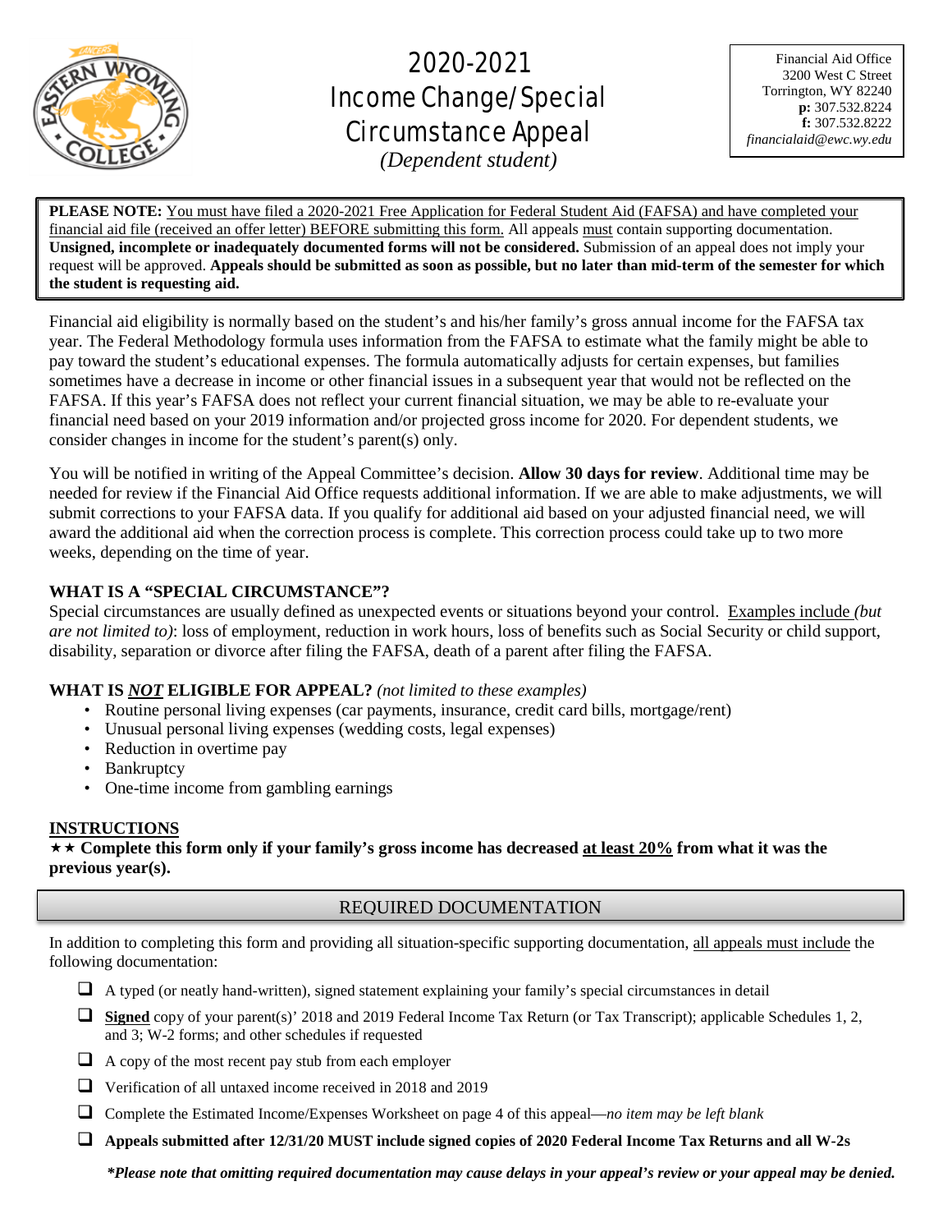# 2020-2021 Income Change/Special Circumstance Appeal

*(Dependent student)*

Financial Aid Office
3200 West C Street
Torrington, WY 82240
**p:** 307.532.8224
**f:** 307.532.8222
*financialaid@ewc.wy.edu*

**PLEASE NOTE:** You must have filed a 2020-2021 Free Application for Federal Student Aid (FAFSA) and have completed your financial aid file (received an offer letter) BEFORE submitting this form. All appeals must contain supporting documentation. **Unsigned, incomplete or inadequately documented forms will not be considered.** Submission of an appeal does not imply your request will be approved. **Appeals should be submitted as soon as possible, but no later than mid-term of the semester for which the student is requesting aid.**

Financial aid eligibility is normally based on the student's and his/her family's gross annual income for the FAFSA tax year. The Federal Methodology formula uses information from the FAFSA to estimate what the family might be able to pay toward the student's educational expenses. The formula automatically adjusts for certain expenses, but families sometimes have a decrease in income or other financial issues in a subsequent year that would not be reflected on the FAFSA. If this year's FAFSA does not reflect your current financial situation, we may be able to re-evaluate your financial need based on your 2019 information and/or projected gross income for 2020. For dependent students, we consider changes in income for the student's parent(s) only.

You will be notified in writing of the Appeal Committee's decision. **Allow 30 days for review**. Additional time may be needed for review if the Financial Aid Office requests additional information. If we are able to make adjustments, we will submit corrections to your FAFSA data. If you qualify for additional aid based on your adjusted financial need, we will award the additional aid when the correction process is complete. This correction process could take up to two more weeks, depending on the time of year.

**WHAT IS A "SPECIAL CIRCUMSTANCE"?**

Special circumstances are usually defined as unexpected events or situations beyond your control. Examples include *(but are not limited to)*: loss of employment, reduction in work hours, loss of benefits such as Social Security or child support, disability, separation or divorce after filing the FAFSA, death of a parent after filing the FAFSA.

**WHAT IS *NOT* ELIGIBLE FOR APPEAL?** *(not limited to these examples)*

- Routine personal living expenses (car payments, insurance, credit card bills, mortgage/rent)
- Unusual personal living expenses (wedding costs, legal expenses)
- Reduction in overtime pay
- Bankruptcy
- One-time income from gambling earnings

**INSTRUCTIONS**

★★ **Complete this form only if your family's gross income has decreased at least 20% from what it was the previous year(s).**

## REQUIRED DOCUMENTATION

In addition to completing this form and providing all situation-specific supporting documentation, all appeals must include the following documentation:

- ❑ A typed (or neatly hand-written), signed statement explaining your family's special circumstances in detail
- ❑ **Signed** copy of your parent(s)' 2018 and 2019 Federal Income Tax Return (or Tax Transcript); applicable Schedules 1, 2, and 3; W-2 forms; and other schedules if requested
- ❑ A copy of the most recent pay stub from each employer
- ❑ Verification of all untaxed income received in 2018 and 2019
- ❑ Complete the Estimated Income/Expenses Worksheet on page 4 of this appeal—*no item may be left blank*
- ❑ **Appeals submitted after 12/31/20 MUST include signed copies of 2020 Federal Income Tax Returns and all W-2s**

***Please note that omitting required documentation may cause delays in your appeal's review or your appeal may be denied.***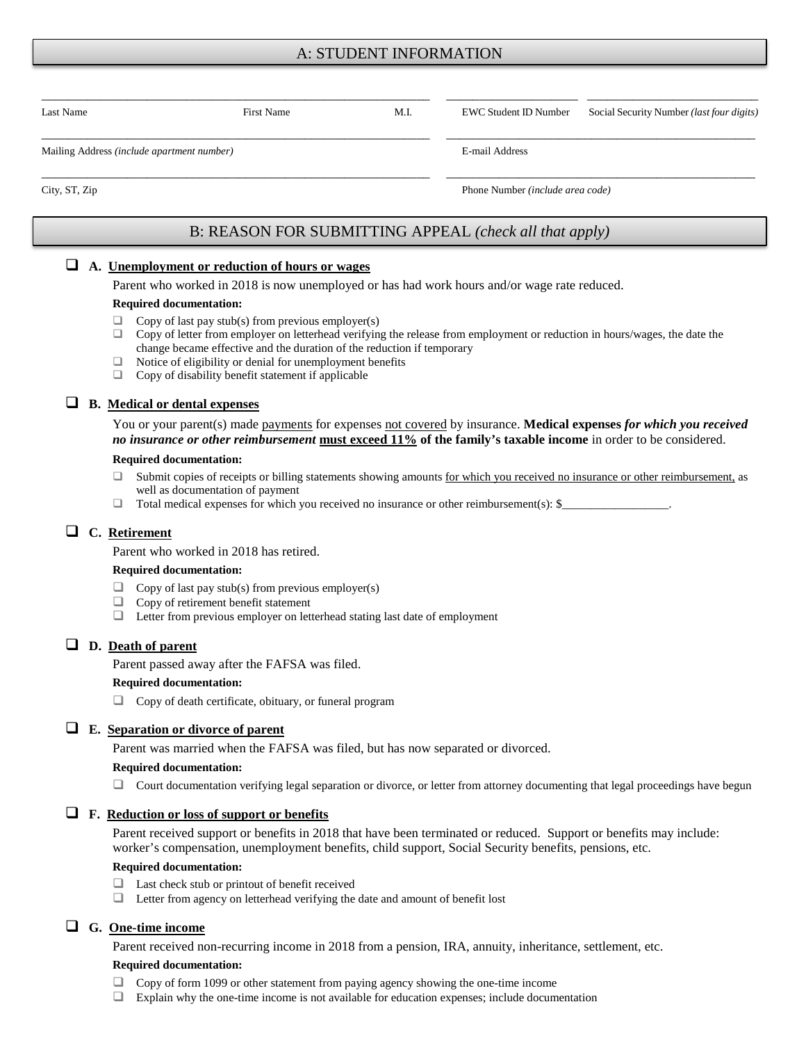## A: STUDENT INFORMATION

| Last Name | First Name | M.I. | EWC Student ID Number | Social Security Number *(last four digits)* |
|---|---|---|---|---|
| | | | | |

| Mailing Address *(include apartment number)* | E-mail Address |
|---|---|
| | |

| City, ST, Zip | Phone Number *(include area code)* |
|---|---|
| | |

## B: REASON FOR SUBMITTING APPEAL *(check all that apply)*

❑ **A. Unemployment or reduction of hours or wages**

Parent who worked in 2018 is now unemployed or has had work hours and/or wage rate reduced.

**Required documentation:**

- ❑ Copy of last pay stub(s) from previous employer(s)
- ❑ Copy of letter from employer on letterhead verifying the release from employment or reduction in hours/wages, the date the change became effective and the duration of the reduction if temporary
- ❑ Notice of eligibility or denial for unemployment benefits
- ❑ Copy of disability benefit statement if applicable

❑ **B. Medical or dental expenses**

You or your parent(s) made payments for expenses not covered by insurance. **Medical expenses *for which you received no insurance or other reimbursement* must exceed 11% of the family's taxable income** in order to be considered.

**Required documentation:**

- ❑ Submit copies of receipts or billing statements showing amounts for which you received no insurance or other reimbursement, as well as documentation of payment
- ❑ Total medical expenses for which you received no insurance or other reimbursement(s): $__________________.

❑ **C. Retirement**

Parent who worked in 2018 has retired.

**Required documentation:**

- ❑ Copy of last pay stub(s) from previous employer(s)
- ❑ Copy of retirement benefit statement
- ❑ Letter from previous employer on letterhead stating last date of employment

❑ **D. Death of parent**

Parent passed away after the FAFSA was filed.

**Required documentation:**

- ❑ Copy of death certificate, obituary, or funeral program

❑ **E. Separation or divorce of parent**

Parent was married when the FAFSA was filed, but has now separated or divorced.

**Required documentation:**

- ❑ Court documentation verifying legal separation or divorce, or letter from attorney documenting that legal proceedings have begun

❑ **F. Reduction or loss of support or benefits**

Parent received support or benefits in 2018 that have been terminated or reduced. Support or benefits may include: worker's compensation, unemployment benefits, child support, Social Security benefits, pensions, etc.

**Required documentation:**

- ❑ Last check stub or printout of benefit received
- ❑ Letter from agency on letterhead verifying the date and amount of benefit lost

❑ **G. One-time income**

Parent received non-recurring income in 2018 from a pension, IRA, annuity, inheritance, settlement, etc.

**Required documentation:**

- ❑ Copy of form 1099 or other statement from paying agency showing the one-time income
- ❑ Explain why the one-time income is not available for education expenses; include documentation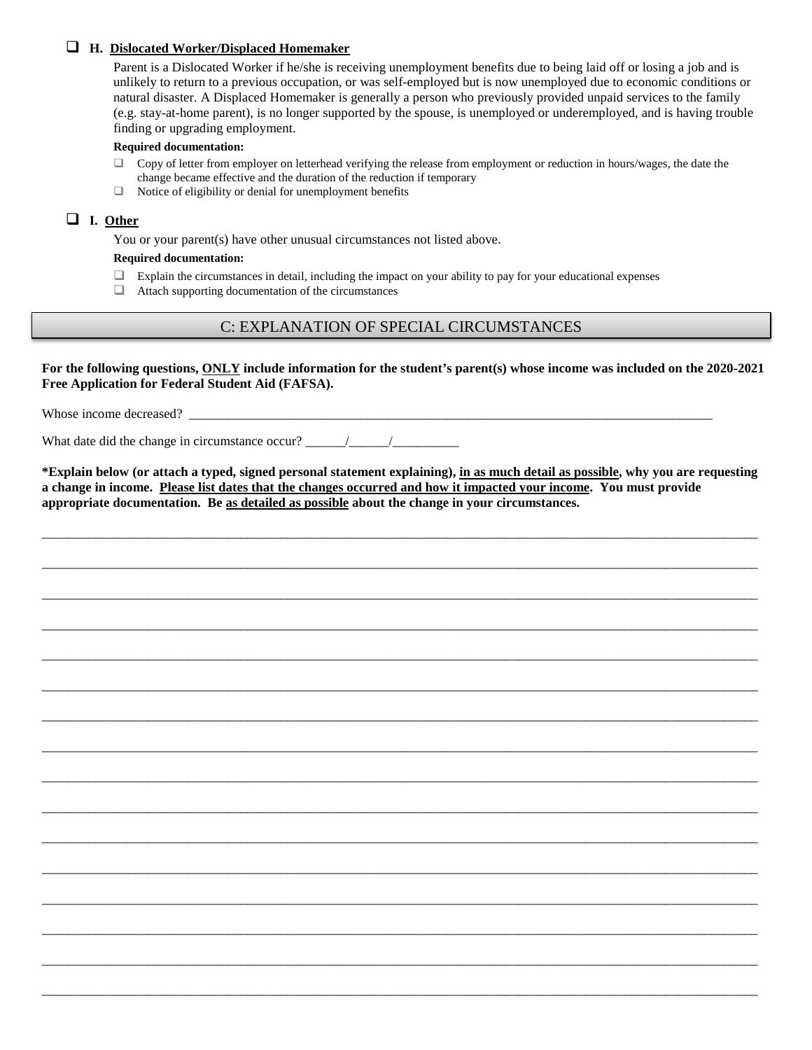- ☐ **H. Dislocated Worker/Displaced Homemaker**

  Parent is a Dislocated Worker if he/she is receiving unemployment benefits due to being laid off or losing a job and is unlikely to return to a previous occupation, or was self-employed but is now unemployed due to economic conditions or natural disaster. A Displaced Homemaker is generally a person who previously provided unpaid services to the family (e.g. stay-at-home parent), is no longer supported by the spouse, is unemployed or underemployed, and is having trouble finding or upgrading employment.

  **Required documentation:**

  - ☐ Copy of letter from employer on letterhead verifying the release from employment or reduction in hours/wages, the date the change became effective and the duration of the reduction if temporary
  - ☐ Notice of eligibility or denial for unemployment benefits

- ☐ **I. Other**

  You or your parent(s) have other unusual circumstances not listed above.

  **Required documentation:**

  - ☐ Explain the circumstances in detail, including the impact on your ability to pay for your educational expenses
  - ☐ Attach supporting documentation of the circumstances

## C: EXPLANATION OF SPECIAL CIRCUMSTANCES

**For the following questions, ONLY include information for the student's parent(s) whose income was included on the 2020-2021 Free Application for Federal Student Aid (FAFSA).**

Whose income decreased? ______________________________________________________________________________

What date did the change in circumstance occur? ______/______/__________

**\*Explain below (or attach a typed, signed personal statement explaining), in as much detail as possible, why you are requesting a change in income. Please list dates that the changes occurred and how it impacted your income. You must provide appropriate documentation. Be as detailed as possible about the change in your circumstances.**

______________________________________________________________________________________________________

______________________________________________________________________________________________________

______________________________________________________________________________________________________

______________________________________________________________________________________________________

______________________________________________________________________________________________________

______________________________________________________________________________________________________

______________________________________________________________________________________________________

______________________________________________________________________________________________________

______________________________________________________________________________________________________

______________________________________________________________________________________________________

______________________________________________________________________________________________________

______________________________________________________________________________________________________

______________________________________________________________________________________________________

______________________________________________________________________________________________________

______________________________________________________________________________________________________

______________________________________________________________________________________________________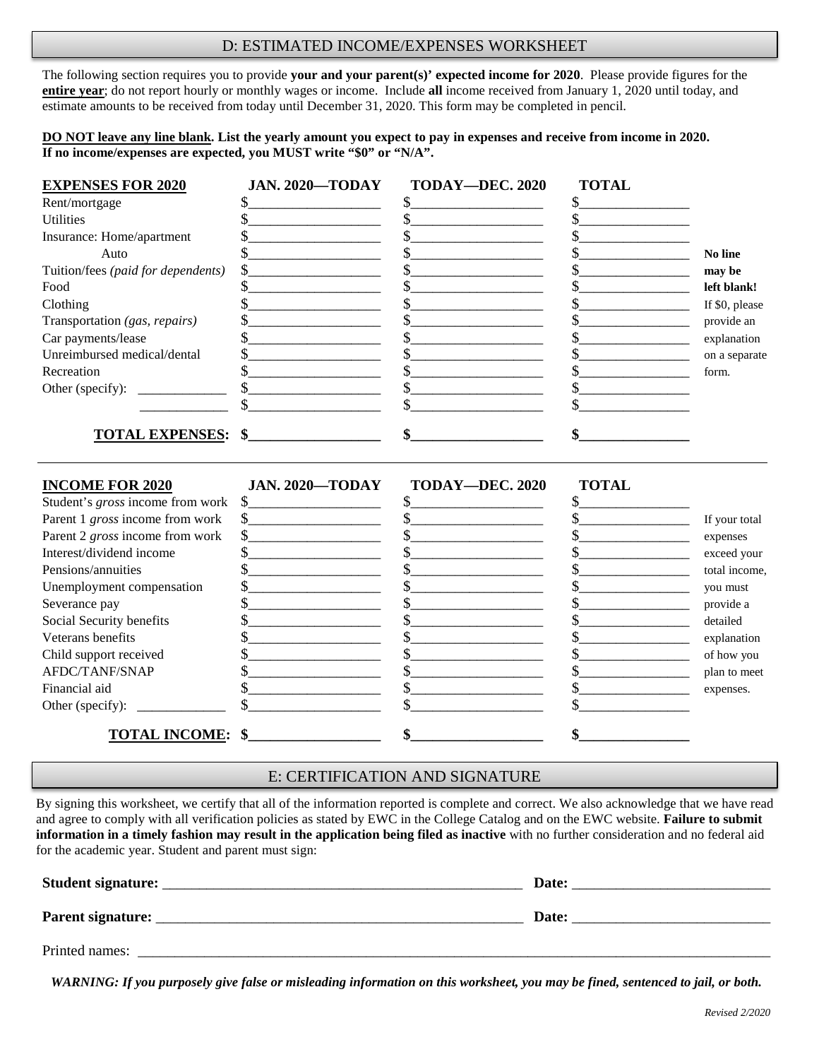## D: ESTIMATED INCOME/EXPENSES WORKSHEET

The following section requires you to provide **your and your parent(s)' expected income for 2020**. Please provide figures for the **entire year**; do not report hourly or monthly wages or income. Include **all** income received from January 1, 2020 until today, and estimate amounts to be received from today until December 31, 2020. This form may be completed in pencil.

**DO NOT leave any line blank. List the yearly amount you expect to pay in expenses and receive from income in 2020. If no income/expenses are expected, you MUST write "$0" or "N/A".**

| **EXPENSES FOR 2020** | **JAN. 2020—TODAY** | **TODAY—DEC. 2020** | **TOTAL** |
|---|---|---|---|
| Rent/mortgage | $__________ | $__________ | $__________ |
| Utilities | $__________ | $__________ | $__________ |
| Insurance: Home/apartment | $__________ | $__________ | $__________ |
| Auto | $__________ | $__________ | $__________ |
| Tuition/fees *(paid for dependents)* | $__________ | $__________ | $__________ |
| Food | $__________ | $__________ | $__________ |
| Clothing | $__________ | $__________ | $__________ |
| Transportation *(gas, repairs)* | $__________ | $__________ | $__________ |
| Car payments/lease | $__________ | $__________ | $__________ |
| Unreimbursed medical/dental | $__________ | $__________ | $__________ |
| Recreation | $__________ | $__________ | $__________ |
| Other (specify): __________ | $__________ | $__________ | $__________ |
| __________ | $__________ | $__________ | $__________ |
| **TOTAL EXPENSES:** | **$__________** | **$__________** | **$__________** |

**No line may be left blank!** If $0, please provide an explanation on a separate form.

| **INCOME FOR 2020** | **JAN. 2020—TODAY** | **TODAY—DEC. 2020** | **TOTAL** |
|---|---|---|---|
| Student's *gross* income from work | $__________ | $__________ | $__________ |
| Parent 1 *gross* income from work | $__________ | $__________ | $__________ |
| Parent 2 *gross* income from work | $__________ | $__________ | $__________ |
| Interest/dividend income | $__________ | $__________ | $__________ |
| Pensions/annuities | $__________ | $__________ | $__________ |
| Unemployment compensation | $__________ | $__________ | $__________ |
| Severance pay | $__________ | $__________ | $__________ |
| Social Security benefits | $__________ | $__________ | $__________ |
| Veterans benefits | $__________ | $__________ | $__________ |
| Child support received | $__________ | $__________ | $__________ |
| AFDC/TANF/SNAP | $__________ | $__________ | $__________ |
| Financial aid | $__________ | $__________ | $__________ |
| Other (specify): __________ | $__________ | $__________ | $__________ |
| **TOTAL INCOME:** | **$__________** | **$__________** | **$__________** |

If your total expenses exceed your total income, you must provide a detailed explanation of how you plan to meet expenses.

## E: CERTIFICATION AND SIGNATURE

By signing this worksheet, we certify that all of the information reported is complete and correct. We also acknowledge that we have read and agree to comply with all verification policies as stated by EWC in the College Catalog and on the EWC website. **Failure to submit information in a timely fashion may result in the application being filed as inactive** with no further consideration and no federal aid for the academic year. Student and parent must sign:

**Student signature:** ______________________________ **Date:** ____________________

**Parent signature:** ______________________________ **Date:** ____________________

Printed names: ______________________________________________________________

***WARNING: If you purposely give false or misleading information on this worksheet, you may be fined, sentenced to jail, or both.***

*Revised 2/2020*